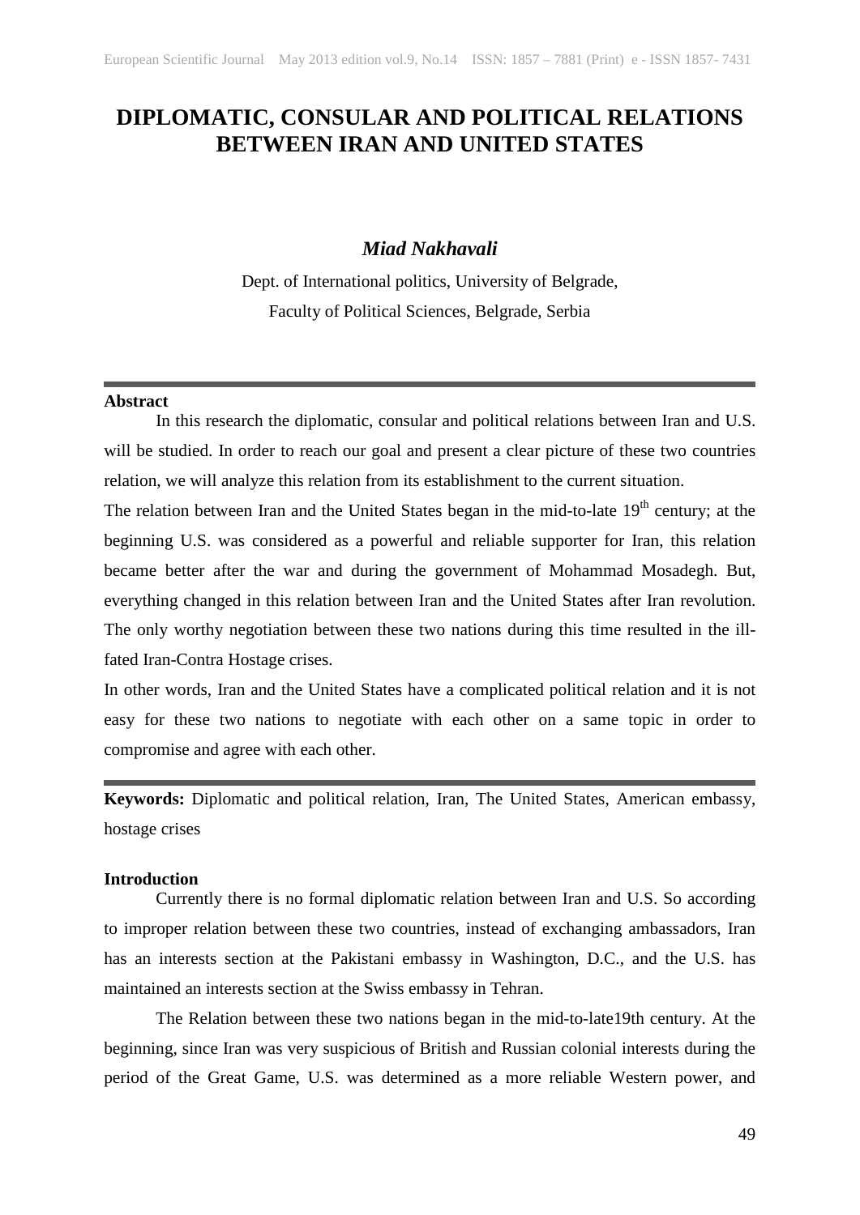# DIPLOMATIC, CONSULAR AND POLITICAL RELATIONS BETWEEN IRAN AND UNITED STATES

***Miad Nakhavali***

Dept. of International politics, University of Belgrade,
Faculty of Political Sciences, Belgrade, Serbia

---

**Abstract**

In this research the diplomatic, consular and political relations between Iran and U.S. will be studied. In order to reach our goal and present a clear picture of these two countries relation, we will analyze this relation from its establishment to the current situation.

The relation between Iran and the United States began in the mid-to-late 19$^{th}$ century; at the beginning U.S. was considered as a powerful and reliable supporter for Iran, this relation became better after the war and during the government of Mohammad Mosadegh. But, everything changed in this relation between Iran and the United States after Iran revolution. The only worthy negotiation between these two nations during this time resulted in the ill-fated Iran-Contra Hostage crises.

In other words, Iran and the United States have a complicated political relation and it is not easy for these two nations to negotiate with each other on a same topic in order to compromise and agree with each other.

---

**Keywords:** Diplomatic and political relation, Iran, The United States, American embassy, hostage crises

**Introduction**

Currently there is no formal diplomatic relation between Iran and U.S. So according to improper relation between these two countries, instead of exchanging ambassadors, Iran has an interests section at the Pakistani embassy in Washington, D.C., and the U.S. has maintained an interests section at the Swiss embassy in Tehran.

The Relation between these two nations began in the mid-to-late19th century. At the beginning, since Iran was very suspicious of British and Russian colonial interests during the period of the Great Game, U.S. was determined as a more reliable Western power, and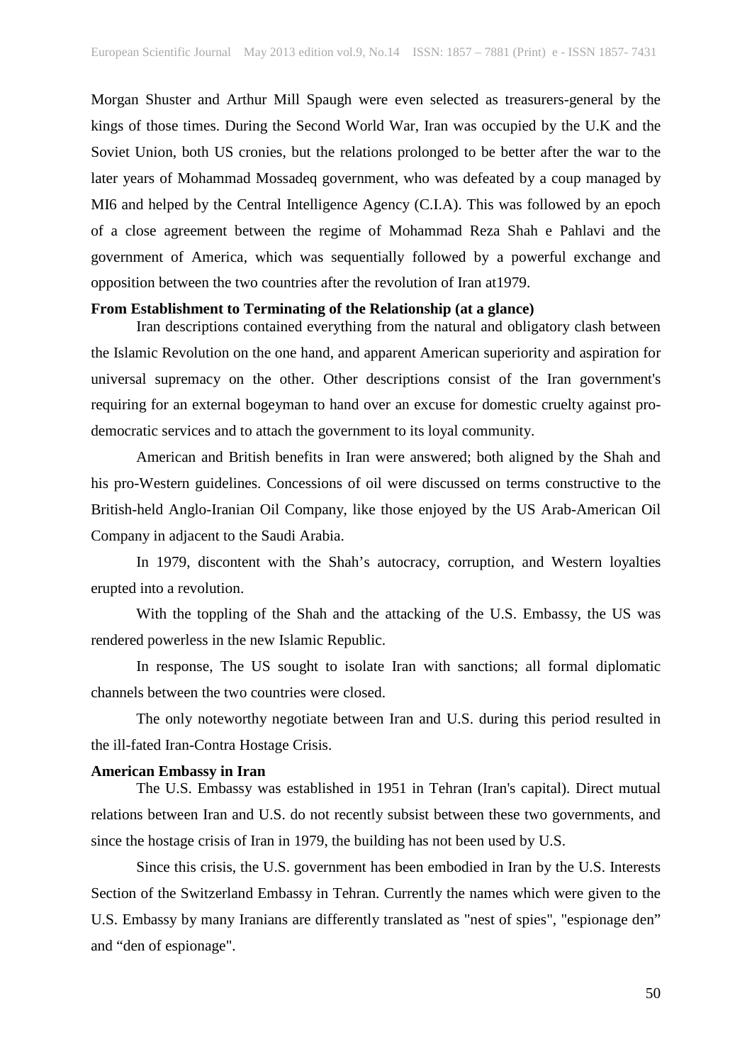Morgan Shuster and Arthur Mill Spaugh were even selected as treasurers-general by the kings of those times. During the Second World War, Iran was occupied by the U.K and the Soviet Union, both US cronies, but the relations prolonged to be better after the war to the later years of Mohammad Mossadeq government, who was defeated by a coup managed by MI6 and helped by the Central Intelligence Agency (C.I.A). This was followed by an epoch of a close agreement between the regime of Mohammad Reza Shah e Pahlavi and the government of America, which was sequentially followed by a powerful exchange and opposition between the two countries after the revolution of Iran at1979.

**From Establishment to Terminating of the Relationship (at a glance)**

Iran descriptions contained everything from the natural and obligatory clash between the Islamic Revolution on the one hand, and apparent American superiority and aspiration for universal supremacy on the other. Other descriptions consist of the Iran government's requiring for an external bogeyman to hand over an excuse for domestic cruelty against pro-democratic services and to attach the government to its loyal community.

American and British benefits in Iran were answered; both aligned by the Shah and his pro-Western guidelines. Concessions of oil were discussed on terms constructive to the British-held Anglo-Iranian Oil Company, like those enjoyed by the US Arab-American Oil Company in adjacent to the Saudi Arabia.

In 1979, discontent with the Shah's autocracy, corruption, and Western loyalties erupted into a revolution.

With the toppling of the Shah and the attacking of the U.S. Embassy, the US was rendered powerless in the new Islamic Republic.

In response, The US sought to isolate Iran with sanctions; all formal diplomatic channels between the two countries were closed.

The only noteworthy negotiate between Iran and U.S. during this period resulted in the ill-fated Iran-Contra Hostage Crisis.

**American Embassy in Iran**

The U.S. Embassy was established in 1951 in Tehran (Iran's capital). Direct mutual relations between Iran and U.S. do not recently subsist between these two governments, and since the hostage crisis of Iran in 1979, the building has not been used by U.S.

Since this crisis, the U.S. government has been embodied in Iran by the U.S. Interests Section of the Switzerland Embassy in Tehran. Currently the names which were given to the U.S. Embassy by many Iranians are differently translated as "nest of spies", "espionage den" and "den of espionage".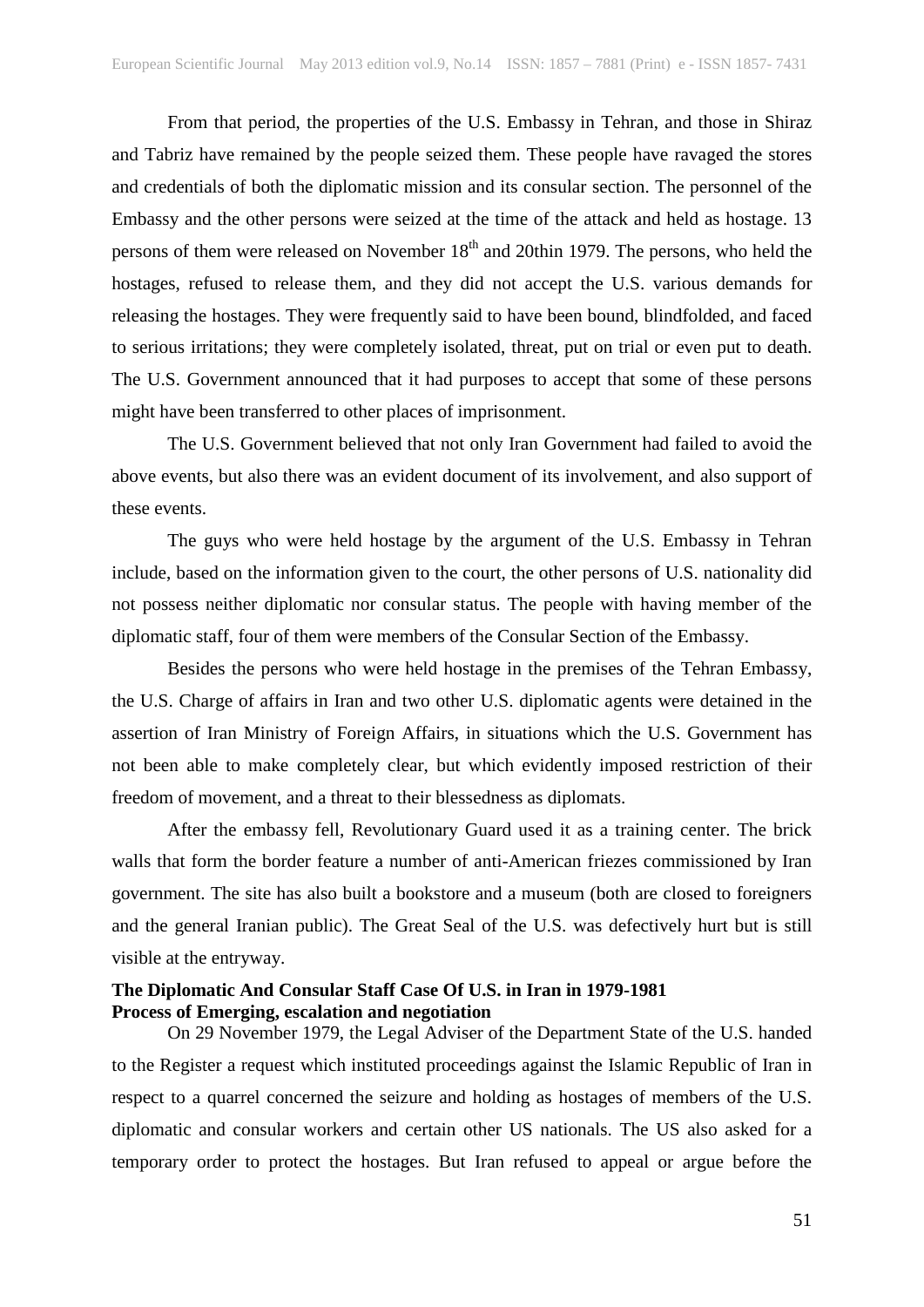From that period, the properties of the U.S. Embassy in Tehran, and those in Shiraz and Tabriz have remained by the people seized them. These people have ravaged the stores and credentials of both the diplomatic mission and its consular section. The personnel of the Embassy and the other persons were seized at the time of the attack and held as hostage. 13 persons of them were released on November 18th and 20thin 1979. The persons, who held the hostages, refused to release them, and they did not accept the U.S. various demands for releasing the hostages. They were frequently said to have been bound, blindfolded, and faced to serious irritations; they were completely isolated, threat, put on trial or even put to death. The U.S. Government announced that it had purposes to accept that some of these persons might have been transferred to other places of imprisonment.

The U.S. Government believed that not only Iran Government had failed to avoid the above events, but also there was an evident document of its involvement, and also support of these events.

The guys who were held hostage by the argument of the U.S. Embassy in Tehran include, based on the information given to the court, the other persons of U.S. nationality did not possess neither diplomatic nor consular status. The people with having member of the diplomatic staff, four of them were members of the Consular Section of the Embassy.

Besides the persons who were held hostage in the premises of the Tehran Embassy, the U.S. Charge of affairs in Iran and two other U.S. diplomatic agents were detained in the assertion of Iran Ministry of Foreign Affairs, in situations which the U.S. Government has not been able to make completely clear, but which evidently imposed restriction of their freedom of movement, and a threat to their blessedness as diplomats.

After the embassy fell, Revolutionary Guard used it as a training center. The brick walls that form the border feature a number of anti-American friezes commissioned by Iran government. The site has also built a bookstore and a museum (both are closed to foreigners and the general Iranian public). The Great Seal of the U.S. was defectively hurt but is still visible at the entryway.

**The Diplomatic And Consular Staff Case Of U.S. in Iran in 1979-1981**

**Process of Emerging, escalation and negotiation**

On 29 November 1979, the Legal Adviser of the Department State of the U.S. handed to the Register a request which instituted proceedings against the Islamic Republic of Iran in respect to a quarrel concerned the seizure and holding as hostages of members of the U.S. diplomatic and consular workers and certain other US nationals. The US also asked for a temporary order to protect the hostages. But Iran refused to appeal or argue before the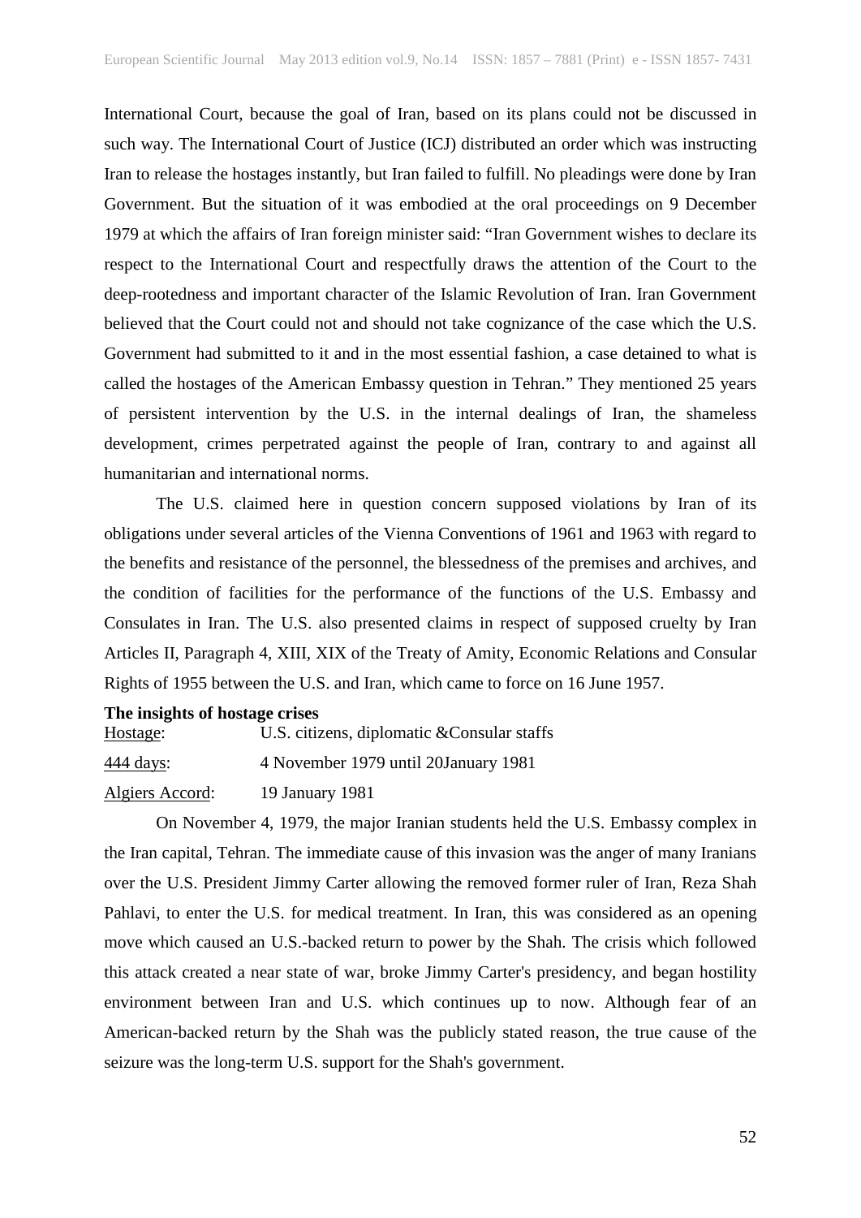International Court, because the goal of Iran, based on its plans could not be discussed in such way. The International Court of Justice (ICJ) distributed an order which was instructing Iran to release the hostages instantly, but Iran failed to fulfill. No pleadings were done by Iran Government. But the situation of it was embodied at the oral proceedings on 9 December 1979 at which the affairs of Iran foreign minister said: "Iran Government wishes to declare its respect to the International Court and respectfully draws the attention of the Court to the deep-rootedness and important character of the Islamic Revolution of Iran. Iran Government believed that the Court could not and should not take cognizance of the case which the U.S. Government had submitted to it and in the most essential fashion, a case detained to what is called the hostages of the American Embassy question in Tehran." They mentioned 25 years of persistent intervention by the U.S. in the internal dealings of Iran, the shameless development, crimes perpetrated against the people of Iran, contrary to and against all humanitarian and international norms.

The U.S. claimed here in question concern supposed violations by Iran of its obligations under several articles of the Vienna Conventions of 1961 and 1963 with regard to the benefits and resistance of the personnel, the blessedness of the premises and archives, and the condition of facilities for the performance of the functions of the U.S. Embassy and Consulates in Iran. The U.S. also presented claims in respect of supposed cruelty by Iran Articles II, Paragraph 4, XIII, XIX of the Treaty of Amity, Economic Relations and Consular Rights of 1955 between the U.S. and Iran, which came to force on 16 June 1957.

**The insights of hostage crises**

Hostage: U.S. citizens, diplomatic &Consular staffs

444 days: 4 November 1979 until 20January 1981

Algiers Accord: 19 January 1981

On November 4, 1979, the major Iranian students held the U.S. Embassy complex in the Iran capital, Tehran. The immediate cause of this invasion was the anger of many Iranians over the U.S. President Jimmy Carter allowing the removed former ruler of Iran, Reza Shah Pahlavi, to enter the U.S. for medical treatment. In Iran, this was considered as an opening move which caused an U.S.-backed return to power by the Shah. The crisis which followed this attack created a near state of war, broke Jimmy Carter's presidency, and began hostility environment between Iran and U.S. which continues up to now. Although fear of an American-backed return by the Shah was the publicly stated reason, the true cause of the seizure was the long-term U.S. support for the Shah's government.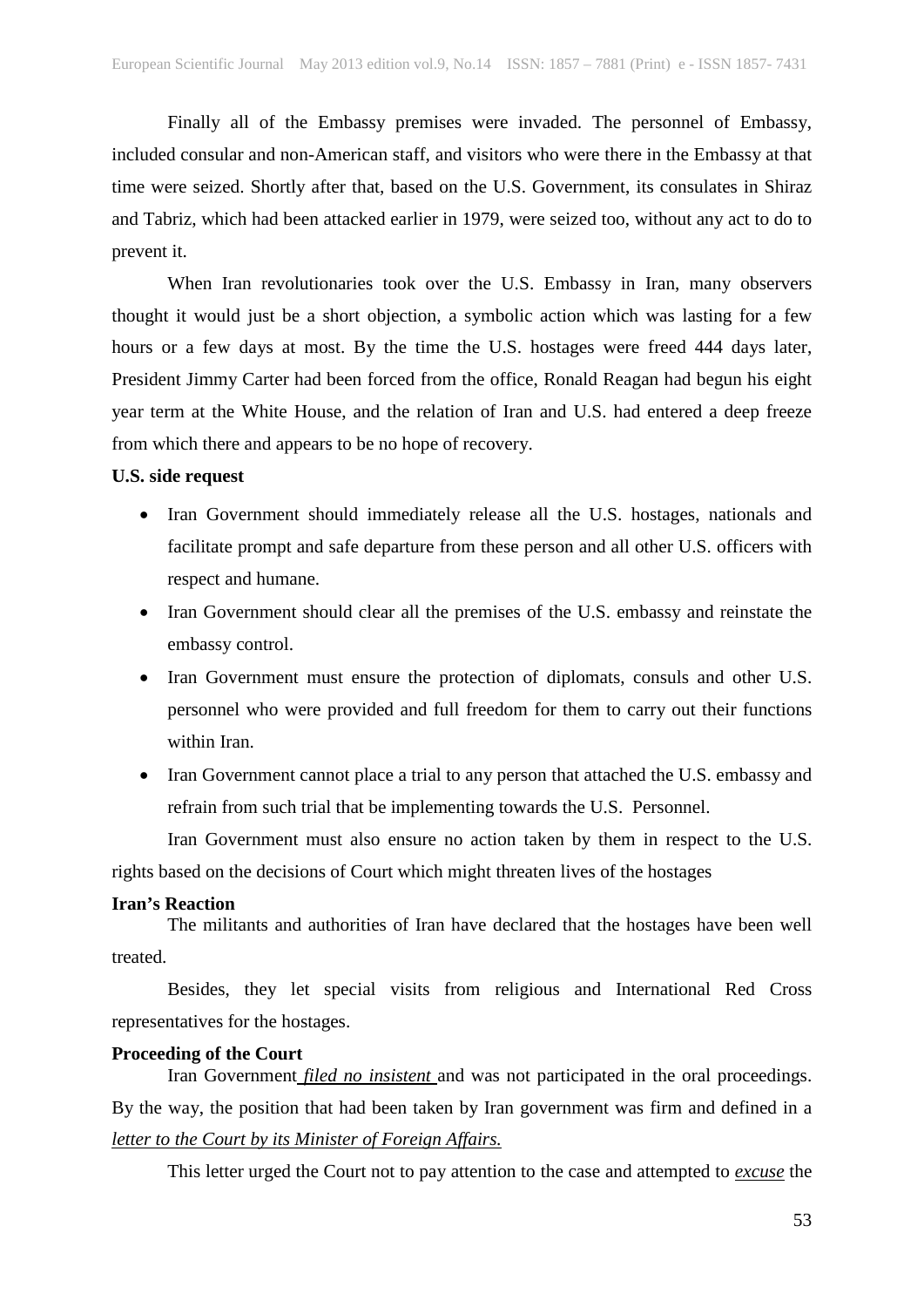Finally all of the Embassy premises were invaded. The personnel of Embassy, included consular and non-American staff, and visitors who were there in the Embassy at that time were seized. Shortly after that, based on the U.S. Government, its consulates in Shiraz and Tabriz, which had been attacked earlier in 1979, were seized too, without any act to do to prevent it.

When Iran revolutionaries took over the U.S. Embassy in Iran, many observers thought it would just be a short objection, a symbolic action which was lasting for a few hours or a few days at most. By the time the U.S. hostages were freed 444 days later, President Jimmy Carter had been forced from the office, Ronald Reagan had begun his eight year term at the White House, and the relation of Iran and U.S. had entered a deep freeze from which there and appears to be no hope of recovery.

**U.S. side request**

- Iran Government should immediately release all the U.S. hostages, nationals and facilitate prompt and safe departure from these person and all other U.S. officers with respect and humane.
- Iran Government should clear all the premises of the U.S. embassy and reinstate the embassy control.
- Iran Government must ensure the protection of diplomats, consuls and other U.S. personnel who were provided and full freedom for them to carry out their functions within Iran.
- Iran Government cannot place a trial to any person that attached the U.S. embassy and refrain from such trial that be implementing towards the U.S. Personnel.

Iran Government must also ensure no action taken by them in respect to the U.S. rights based on the decisions of Court which might threaten lives of the hostages

**Iran's Reaction**

The militants and authorities of Iran have declared that the hostages have been well treated.

Besides, they let special visits from religious and International Red Cross representatives for the hostages.

**Proceeding of the Court**

Iran Government *filed no insistent* and was not participated in the oral proceedings. By the way, the position that had been taken by Iran government was firm and defined in a *letter to the Court by its Minister of Foreign Affairs.*

This letter urged the Court not to pay attention to the case and attempted to *excuse* the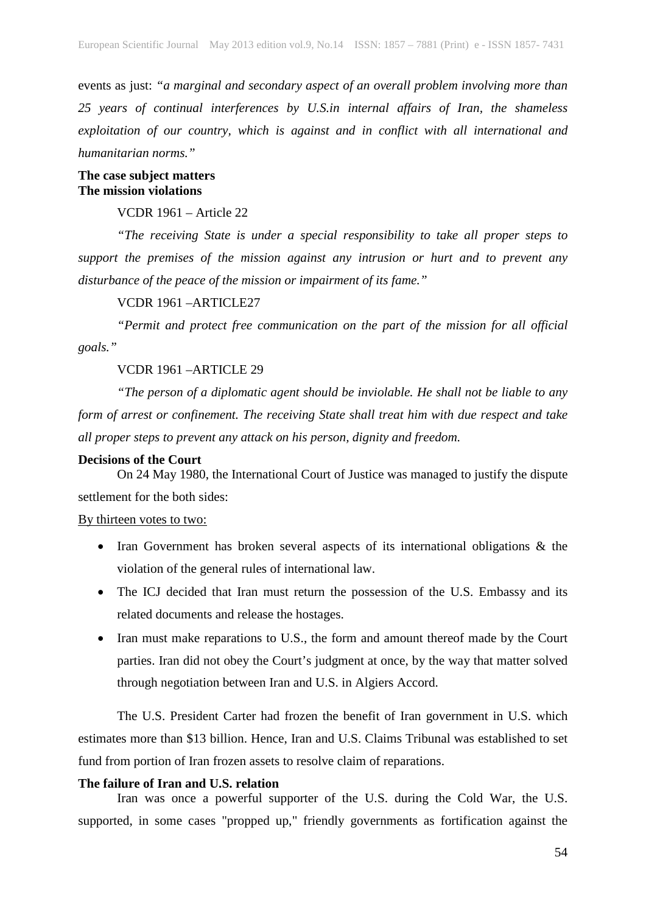events as just: *"a marginal and secondary aspect of an overall problem involving more than 25 years of continual interferences by U.S.in internal affairs of Iran, the shameless exploitation of our country, which is against and in conflict with all international and humanitarian norms."*

**The case subject matters**

**The mission violations**

VCDR 1961 – Article 22

*"The receiving State is under a special responsibility to take all proper steps to support the premises of the mission against any intrusion or hurt and to prevent any disturbance of the peace of the mission or impairment of its fame."*

VCDR 1961 –ARTICLE27

*"Permit and protect free communication on the part of the mission for all official goals."*

VCDR 1961 –ARTICLE 29

*"The person of a diplomatic agent should be inviolable. He shall not be liable to any form of arrest or confinement. The receiving State shall treat him with due respect and take all proper steps to prevent any attack on his person, dignity and freedom.*

**Decisions of the Court**

On 24 May 1980, the International Court of Justice was managed to justify the dispute settlement for the both sides:

By thirteen votes to two:

- Iran Government has broken several aspects of its international obligations & the violation of the general rules of international law.
- The ICJ decided that Iran must return the possession of the U.S. Embassy and its related documents and release the hostages.
- Iran must make reparations to U.S., the form and amount thereof made by the Court parties. Iran did not obey the Court's judgment at once, by the way that matter solved through negotiation between Iran and U.S. in Algiers Accord.

The U.S. President Carter had frozen the benefit of Iran government in U.S. which estimates more than $13 billion. Hence, Iran and U.S. Claims Tribunal was established to set fund from portion of Iran frozen assets to resolve claim of reparations.

**The failure of Iran and U.S. relation**

Iran was once a powerful supporter of the U.S. during the Cold War, the U.S. supported, in some cases "propped up," friendly governments as fortification against the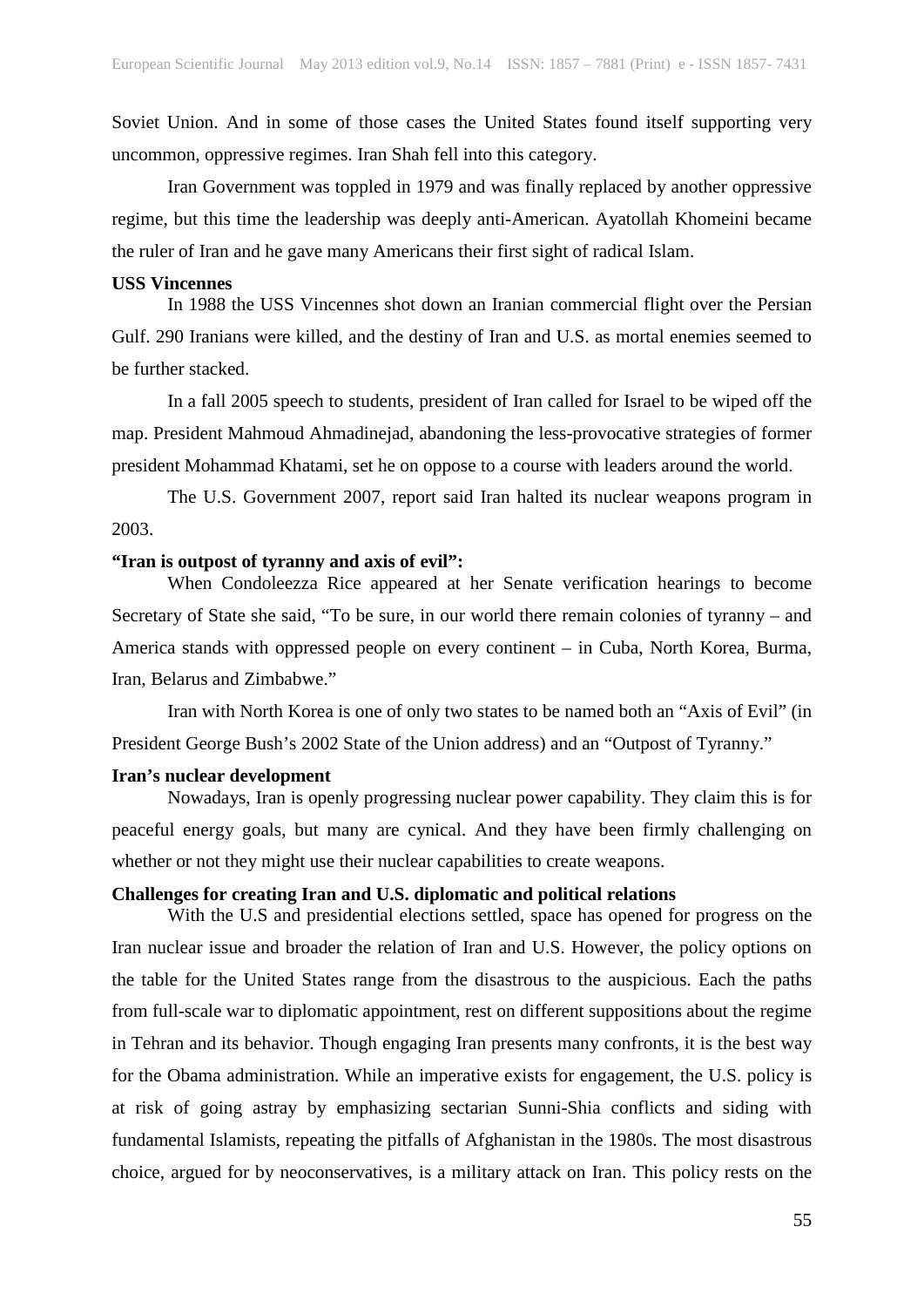Soviet Union. And in some of those cases the United States found itself supporting very uncommon, oppressive regimes. Iran Shah fell into this category.

Iran Government was toppled in 1979 and was finally replaced by another oppressive regime, but this time the leadership was deeply anti-American. Ayatollah Khomeini became the ruler of Iran and he gave many Americans their first sight of radical Islam.

**USS Vincennes**

In 1988 the USS Vincennes shot down an Iranian commercial flight over the Persian Gulf. 290 Iranians were killed, and the destiny of Iran and U.S. as mortal enemies seemed to be further stacked.

In a fall 2005 speech to students, president of Iran called for Israel to be wiped off the map. President Mahmoud Ahmadinejad, abandoning the less-provocative strategies of former president Mohammad Khatami, set he on oppose to a course with leaders around the world.

The U.S. Government 2007, report said Iran halted its nuclear weapons program in 2003.

**"Iran is outpost of tyranny and axis of evil":**

When Condoleezza Rice appeared at her Senate verification hearings to become Secretary of State she said, "To be sure, in our world there remain colonies of tyranny – and America stands with oppressed people on every continent – in Cuba, North Korea, Burma, Iran, Belarus and Zimbabwe."

Iran with North Korea is one of only two states to be named both an "Axis of Evil" (in President George Bush's 2002 State of the Union address) and an "Outpost of Tyranny."

**Iran's nuclear development**

Nowadays, Iran is openly progressing nuclear power capability. They claim this is for peaceful energy goals, but many are cynical. And they have been firmly challenging on whether or not they might use their nuclear capabilities to create weapons.

**Challenges for creating Iran and U.S. diplomatic and political relations**

With the U.S and presidential elections settled, space has opened for progress on the Iran nuclear issue and broader the relation of Iran and U.S. However, the policy options on the table for the United States range from the disastrous to the auspicious. Each the paths from full-scale war to diplomatic appointment, rest on different suppositions about the regime in Tehran and its behavior. Though engaging Iran presents many confronts, it is the best way for the Obama administration. While an imperative exists for engagement, the U.S. policy is at risk of going astray by emphasizing sectarian Sunni-Shia conflicts and siding with fundamental Islamists, repeating the pitfalls of Afghanistan in the 1980s. The most disastrous choice, argued for by neoconservatives, is a military attack on Iran. This policy rests on the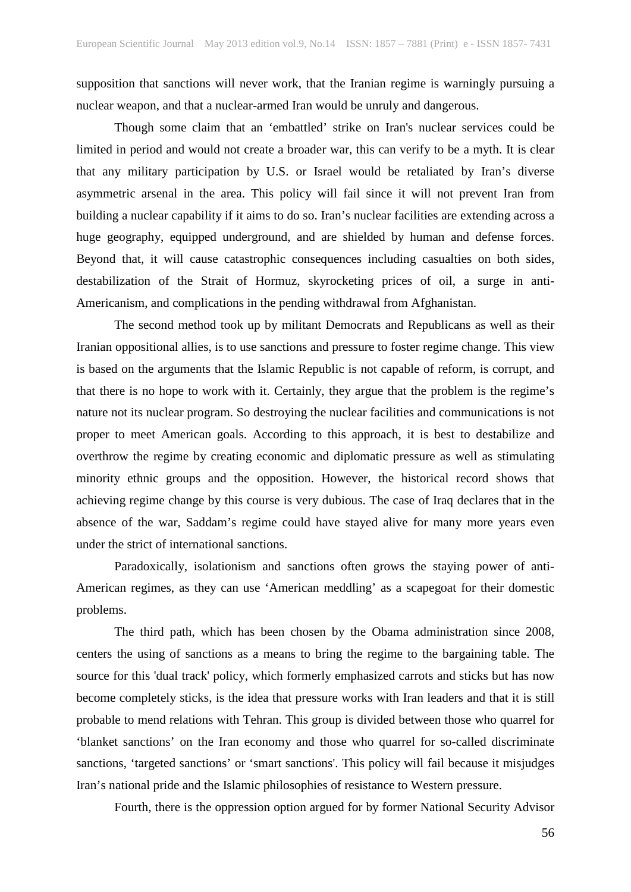supposition that sanctions will never work, that the Iranian regime is warningly pursuing a nuclear weapon, and that a nuclear-armed Iran would be unruly and dangerous.

Though some claim that an 'embattled' strike on Iran's nuclear services could be limited in period and would not create a broader war, this can verify to be a myth. It is clear that any military participation by U.S. or Israel would be retaliated by Iran's diverse asymmetric arsenal in the area. This policy will fail since it will not prevent Iran from building a nuclear capability if it aims to do so. Iran's nuclear facilities are extending across a huge geography, equipped underground, and are shielded by human and defense forces. Beyond that, it will cause catastrophic consequences including casualties on both sides, destabilization of the Strait of Hormuz, skyrocketing prices of oil, a surge in anti-Americanism, and complications in the pending withdrawal from Afghanistan.

The second method took up by militant Democrats and Republicans as well as their Iranian oppositional allies, is to use sanctions and pressure to foster regime change. This view is based on the arguments that the Islamic Republic is not capable of reform, is corrupt, and that there is no hope to work with it. Certainly, they argue that the problem is the regime's nature not its nuclear program. So destroying the nuclear facilities and communications is not proper to meet American goals. According to this approach, it is best to destabilize and overthrow the regime by creating economic and diplomatic pressure as well as stimulating minority ethnic groups and the opposition. However, the historical record shows that achieving regime change by this course is very dubious. The case of Iraq declares that in the absence of the war, Saddam's regime could have stayed alive for many more years even under the strict of international sanctions.

Paradoxically, isolationism and sanctions often grows the staying power of anti-American regimes, as they can use 'American meddling' as a scapegoat for their domestic problems.

The third path, which has been chosen by the Obama administration since 2008, centers the using of sanctions as a means to bring the regime to the bargaining table. The source for this 'dual track' policy, which formerly emphasized carrots and sticks but has now become completely sticks, is the idea that pressure works with Iran leaders and that it is still probable to mend relations with Tehran. This group is divided between those who quarrel for 'blanket sanctions' on the Iran economy and those who quarrel for so-called discriminate sanctions, 'targeted sanctions' or 'smart sanctions'. This policy will fail because it misjudges Iran's national pride and the Islamic philosophies of resistance to Western pressure.

Fourth, there is the oppression option argued for by former National Security Advisor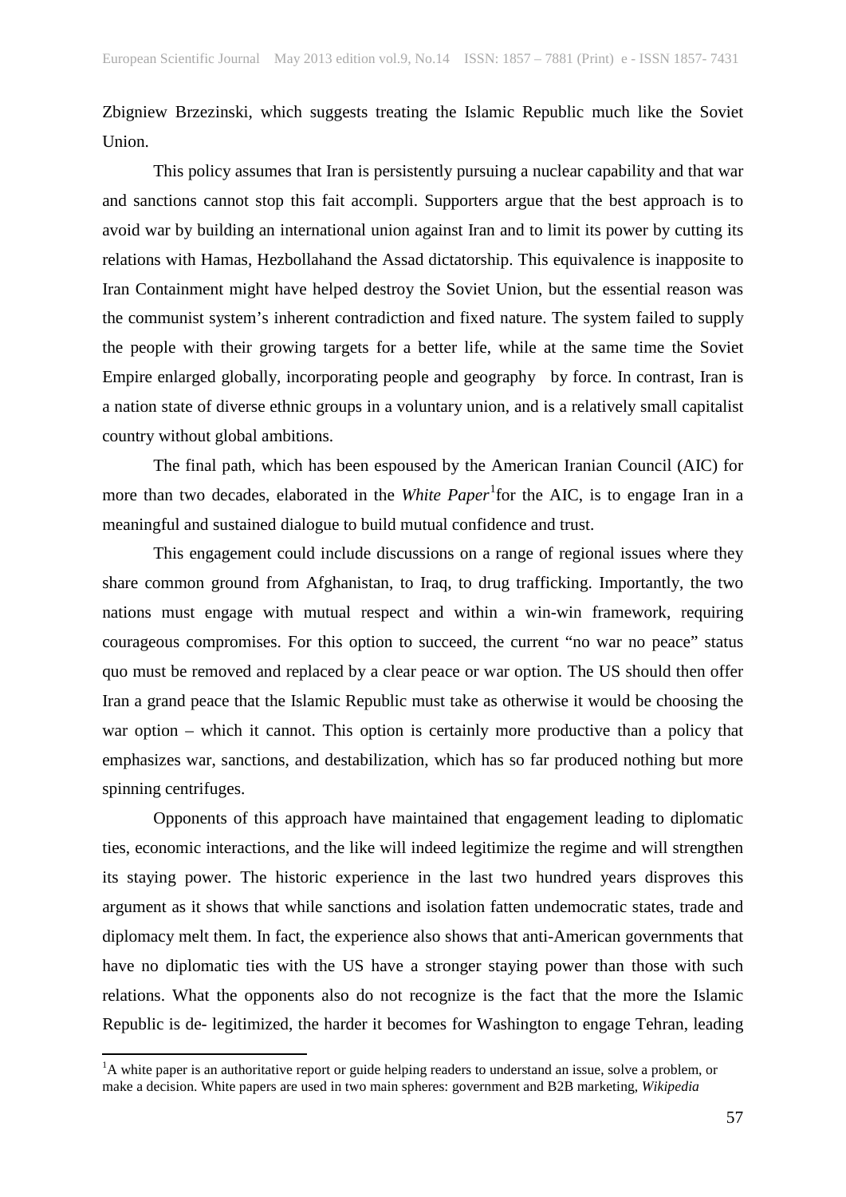Zbigniew Brzezinski, which suggests treating the Islamic Republic much like the Soviet Union.

This policy assumes that Iran is persistently pursuing a nuclear capability and that war and sanctions cannot stop this fait accompli. Supporters argue that the best approach is to avoid war by building an international union against Iran and to limit its power by cutting its relations with Hamas, Hezbollahand the Assad dictatorship. This equivalence is inapposite to Iran Containment might have helped destroy the Soviet Union, but the essential reason was the communist system's inherent contradiction and fixed nature. The system failed to supply the people with their growing targets for a better life, while at the same time the Soviet Empire enlarged globally, incorporating people and geography by force. In contrast, Iran is a nation state of diverse ethnic groups in a voluntary union, and is a relatively small capitalist country without global ambitions.

The final path, which has been espoused by the American Iranian Council (AIC) for more than two decades, elaborated in the *White Paper*[1]for the AIC, is to engage Iran in a meaningful and sustained dialogue to build mutual confidence and trust.

This engagement could include discussions on a range of regional issues where they share common ground from Afghanistan, to Iraq, to drug trafficking. Importantly, the two nations must engage with mutual respect and within a win-win framework, requiring courageous compromises. For this option to succeed, the current "no war no peace" status quo must be removed and replaced by a clear peace or war option. The US should then offer Iran a grand peace that the Islamic Republic must take as otherwise it would be choosing the war option – which it cannot. This option is certainly more productive than a policy that emphasizes war, sanctions, and destabilization, which has so far produced nothing but more spinning centrifuges.

Opponents of this approach have maintained that engagement leading to diplomatic ties, economic interactions, and the like will indeed legitimize the regime and will strengthen its staying power. The historic experience in the last two hundred years disproves this argument as it shows that while sanctions and isolation fatten undemocratic states, trade and diplomacy melt them. In fact, the experience also shows that anti-American governments that have no diplomatic ties with the US have a stronger staying power than those with such relations. What the opponents also do not recognize is the fact that the more the Islamic Republic is de- legitimized, the harder it becomes for Washington to engage Tehran, leading

[1]A white paper is an authoritative report or guide helping readers to understand an issue, solve a problem, or make a decision. White papers are used in two main spheres: government and B2B marketing, *Wikipedia*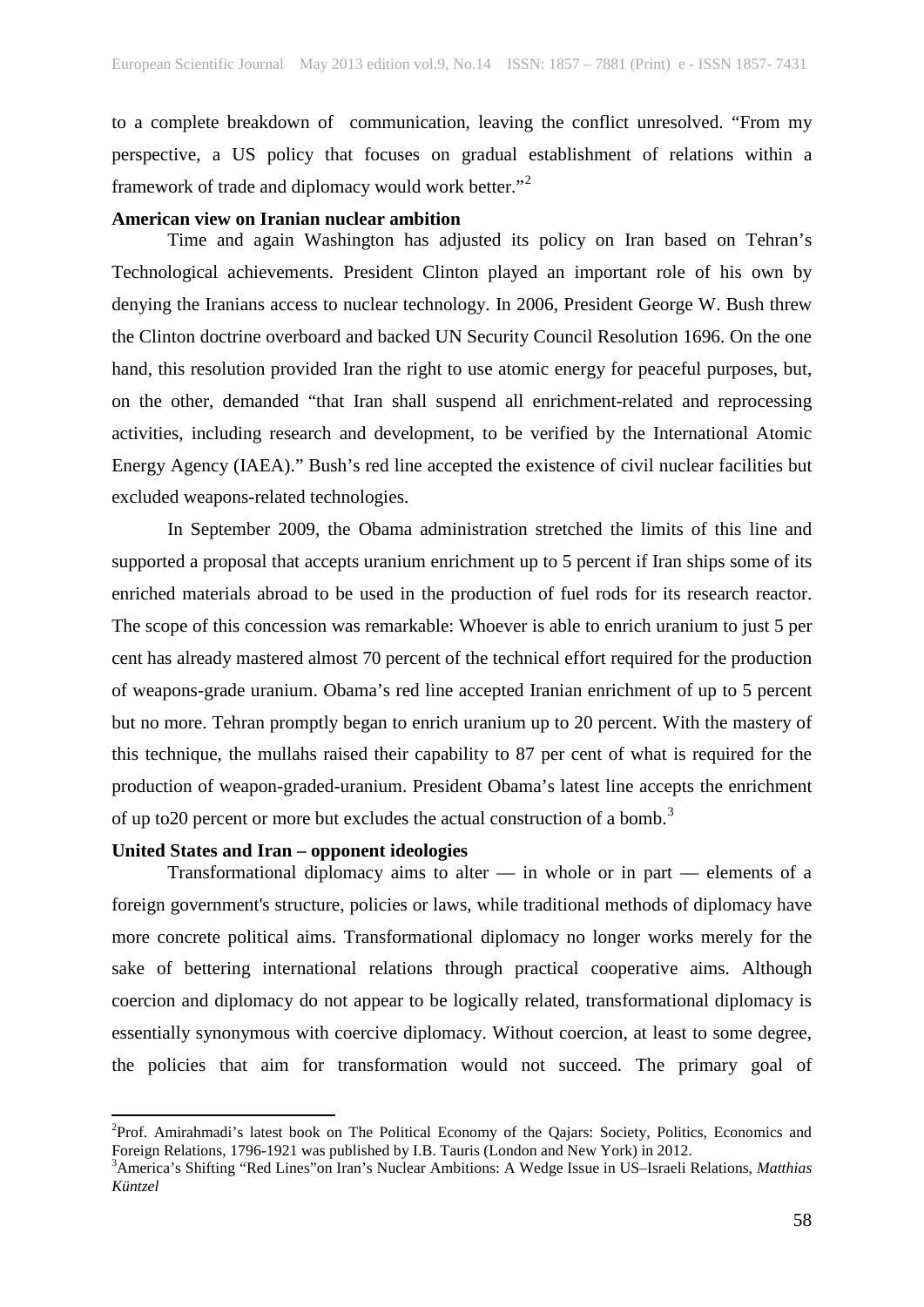to a complete breakdown of communication, leaving the conflict unresolved. "From my perspective, a US policy that focuses on gradual establishment of relations within a framework of trade and diplomacy would work better."[2]

**American view on Iranian nuclear ambition**

Time and again Washington has adjusted its policy on Iran based on Tehran's Technological achievements. President Clinton played an important role of his own by denying the Iranians access to nuclear technology. In 2006, President George W. Bush threw the Clinton doctrine overboard and backed UN Security Council Resolution 1696. On the one hand, this resolution provided Iran the right to use atomic energy for peaceful purposes, but, on the other, demanded "that Iran shall suspend all enrichment-related and reprocessing activities, including research and development, to be verified by the International Atomic Energy Agency (IAEA)." Bush's red line accepted the existence of civil nuclear facilities but excluded weapons-related technologies.

In September 2009, the Obama administration stretched the limits of this line and supported a proposal that accepts uranium enrichment up to 5 percent if Iran ships some of its enriched materials abroad to be used in the production of fuel rods for its research reactor. The scope of this concession was remarkable: Whoever is able to enrich uranium to just 5 per cent has already mastered almost 70 percent of the technical effort required for the production of weapons-grade uranium. Obama's red line accepted Iranian enrichment of up to 5 percent but no more. Tehran promptly began to enrich uranium up to 20 percent. With the mastery of this technique, the mullahs raised their capability to 87 per cent of what is required for the production of weapon-graded-uranium. President Obama's latest line accepts the enrichment of up to20 percent or more but excludes the actual construction of a bomb.[3]

**United States and Iran – opponent ideologies**

Transformational diplomacy aims to alter — in whole or in part — elements of a foreign government's structure, policies or laws, while traditional methods of diplomacy have more concrete political aims. Transformational diplomacy no longer works merely for the sake of bettering international relations through practical cooperative aims. Although coercion and diplomacy do not appear to be logically related, transformational diplomacy is essentially synonymous with coercive diplomacy. Without coercion, at least to some degree, the policies that aim for transformation would not succeed. The primary goal of

---

[2] Prof. Amirahmadi's latest book on The Political Economy of the Qajars: Society, Politics, Economics and Foreign Relations, 1796-1921 was published by I.B. Tauris (London and New York) in 2012.

[3] America's Shifting "Red Lines"on Iran's Nuclear Ambitions: A Wedge Issue in US–Israeli Relations, *Matthias Küntzel*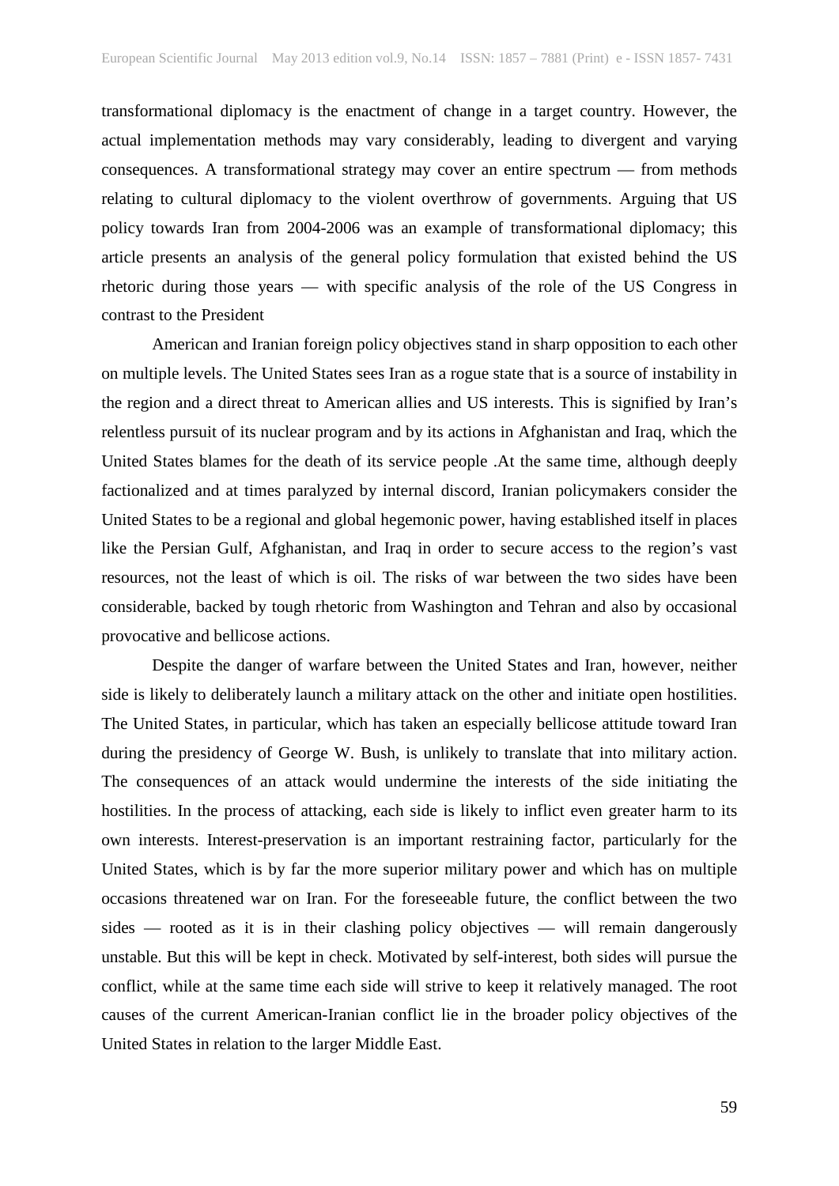transformational diplomacy is the enactment of change in a target country. However, the actual implementation methods may vary considerably, leading to divergent and varying consequences. A transformational strategy may cover an entire spectrum — from methods relating to cultural diplomacy to the violent overthrow of governments. Arguing that US policy towards Iran from 2004-2006 was an example of transformational diplomacy; this article presents an analysis of the general policy formulation that existed behind the US rhetoric during those years — with specific analysis of the role of the US Congress in contrast to the President

American and Iranian foreign policy objectives stand in sharp opposition to each other on multiple levels. The United States sees Iran as a rogue state that is a source of instability in the region and a direct threat to American allies and US interests. This is signified by Iran's relentless pursuit of its nuclear program and by its actions in Afghanistan and Iraq, which the United States blames for the death of its service people .At the same time, although deeply factionalized and at times paralyzed by internal discord, Iranian policymakers consider the United States to be a regional and global hegemonic power, having established itself in places like the Persian Gulf, Afghanistan, and Iraq in order to secure access to the region's vast resources, not the least of which is oil. The risks of war between the two sides have been considerable, backed by tough rhetoric from Washington and Tehran and also by occasional provocative and bellicose actions.

Despite the danger of warfare between the United States and Iran, however, neither side is likely to deliberately launch a military attack on the other and initiate open hostilities. The United States, in particular, which has taken an especially bellicose attitude toward Iran during the presidency of George W. Bush, is unlikely to translate that into military action. The consequences of an attack would undermine the interests of the side initiating the hostilities. In the process of attacking, each side is likely to inflict even greater harm to its own interests. Interest-preservation is an important restraining factor, particularly for the United States, which is by far the more superior military power and which has on multiple occasions threatened war on Iran. For the foreseeable future, the conflict between the two sides — rooted as it is in their clashing policy objectives — will remain dangerously unstable. But this will be kept in check. Motivated by self-interest, both sides will pursue the conflict, while at the same time each side will strive to keep it relatively managed. The root causes of the current American-Iranian conflict lie in the broader policy objectives of the United States in relation to the larger Middle East.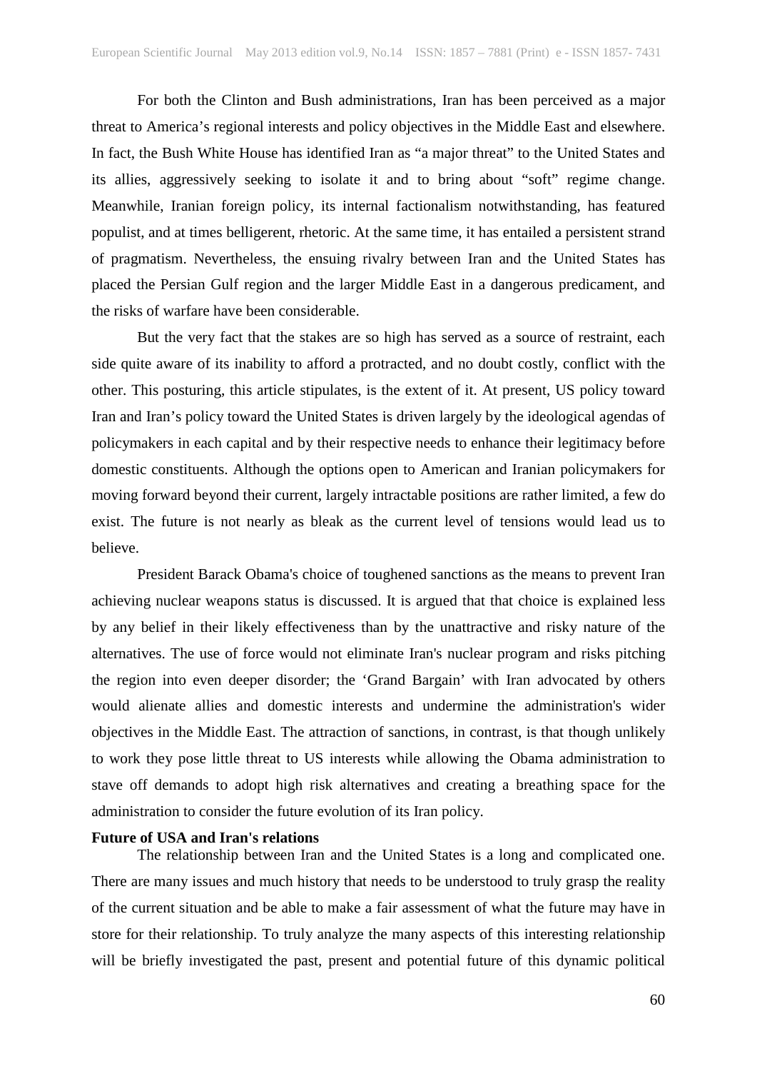For both the Clinton and Bush administrations, Iran has been perceived as a major threat to America's regional interests and policy objectives in the Middle East and elsewhere. In fact, the Bush White House has identified Iran as "a major threat" to the United States and its allies, aggressively seeking to isolate it and to bring about "soft" regime change. Meanwhile, Iranian foreign policy, its internal factionalism notwithstanding, has featured populist, and at times belligerent, rhetoric. At the same time, it has entailed a persistent strand of pragmatism. Nevertheless, the ensuing rivalry between Iran and the United States has placed the Persian Gulf region and the larger Middle East in a dangerous predicament, and the risks of warfare have been considerable.

But the very fact that the stakes are so high has served as a source of restraint, each side quite aware of its inability to afford a protracted, and no doubt costly, conflict with the other. This posturing, this article stipulates, is the extent of it. At present, US policy toward Iran and Iran's policy toward the United States is driven largely by the ideological agendas of policymakers in each capital and by their respective needs to enhance their legitimacy before domestic constituents. Although the options open to American and Iranian policymakers for moving forward beyond their current, largely intractable positions are rather limited, a few do exist. The future is not nearly as bleak as the current level of tensions would lead us to believe.

President Barack Obama's choice of toughened sanctions as the means to prevent Iran achieving nuclear weapons status is discussed. It is argued that that choice is explained less by any belief in their likely effectiveness than by the unattractive and risky nature of the alternatives. The use of force would not eliminate Iran's nuclear program and risks pitching the region into even deeper disorder; the 'Grand Bargain' with Iran advocated by others would alienate allies and domestic interests and undermine the administration's wider objectives in the Middle East. The attraction of sanctions, in contrast, is that though unlikely to work they pose little threat to US interests while allowing the Obama administration to stave off demands to adopt high risk alternatives and creating a breathing space for the administration to consider the future evolution of its Iran policy.

**Future of USA and Iran's relations**

The relationship between Iran and the United States is a long and complicated one. There are many issues and much history that needs to be understood to truly grasp the reality of the current situation and be able to make a fair assessment of what the future may have in store for their relationship. To truly analyze the many aspects of this interesting relationship will be briefly investigated the past, present and potential future of this dynamic political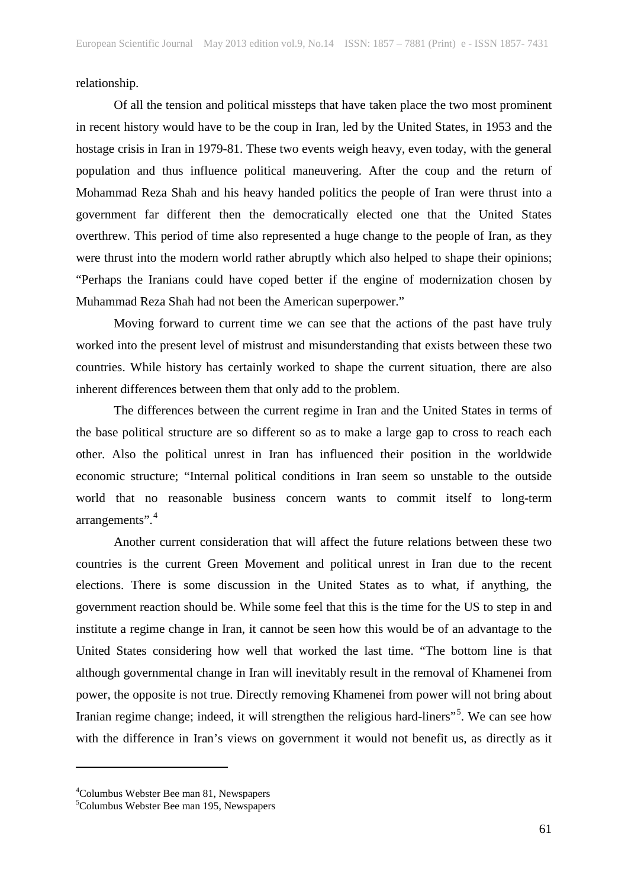relationship.

Of all the tension and political missteps that have taken place the two most prominent in recent history would have to be the coup in Iran, led by the United States, in 1953 and the hostage crisis in Iran in 1979-81. These two events weigh heavy, even today, with the general population and thus influence political maneuvering. After the coup and the return of Mohammad Reza Shah and his heavy handed politics the people of Iran were thrust into a government far different then the democratically elected one that the United States overthrew. This period of time also represented a huge change to the people of Iran, as they were thrust into the modern world rather abruptly which also helped to shape their opinions; "Perhaps the Iranians could have coped better if the engine of modernization chosen by Muhammad Reza Shah had not been the American superpower."

Moving forward to current time we can see that the actions of the past have truly worked into the present level of mistrust and misunderstanding that exists between these two countries. While history has certainly worked to shape the current situation, there are also inherent differences between them that only add to the problem.

The differences between the current regime in Iran and the United States in terms of the base political structure are so different so as to make a large gap to cross to reach each other. Also the political unrest in Iran has influenced their position in the worldwide economic structure; "Internal political conditions in Iran seem so unstable to the outside world that no reasonable business concern wants to commit itself to long-term arrangements".[4]

Another current consideration that will affect the future relations between these two countries is the current Green Movement and political unrest in Iran due to the recent elections. There is some discussion in the United States as to what, if anything, the government reaction should be. While some feel that this is the time for the US to step in and institute a regime change in Iran, it cannot be seen how this would be of an advantage to the United States considering how well that worked the last time. "The bottom line is that although governmental change in Iran will inevitably result in the removal of Khamenei from power, the opposite is not true. Directly removing Khamenei from power will not bring about Iranian regime change; indeed, it will strengthen the religious hard-liners"[5]. We can see how with the difference in Iran's views on government it would not benefit us, as directly as it

---

[4]Columbus Webster Bee man 81, Newspapers

[5]Columbus Webster Bee man 195, Newspapers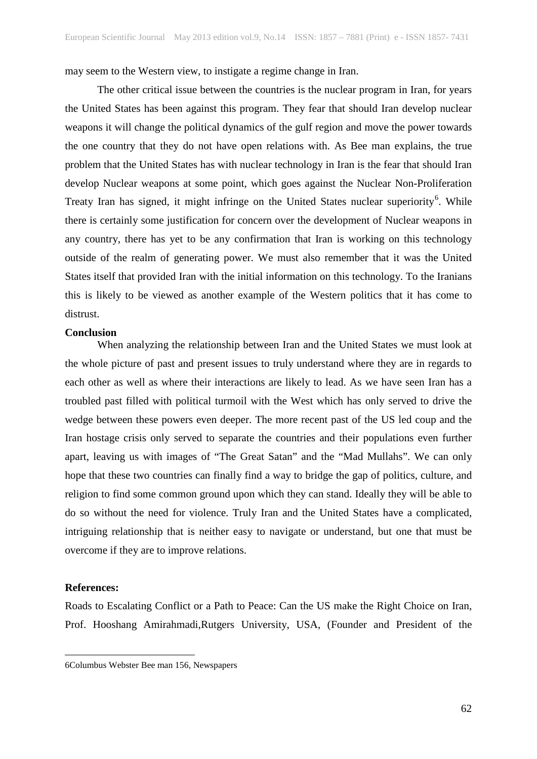may seem to the Western view, to instigate a regime change in Iran.

The other critical issue between the countries is the nuclear program in Iran, for years the United States has been against this program. They fear that should Iran develop nuclear weapons it will change the political dynamics of the gulf region and move the power towards the one country that they do not have open relations with. As Bee man explains, the true problem that the United States has with nuclear technology in Iran is the fear that should Iran develop Nuclear weapons at some point, which goes against the Nuclear Non-Proliferation Treaty Iran has signed, it might infringe on the United States nuclear superiority[6]. While there is certainly some justification for concern over the development of Nuclear weapons in any country, there has yet to be any confirmation that Iran is working on this technology outside of the realm of generating power. We must also remember that it was the United States itself that provided Iran with the initial information on this technology. To the Iranians this is likely to be viewed as another example of the Western politics that it has come to distrust.

**Conclusion**

When analyzing the relationship between Iran and the United States we must look at the whole picture of past and present issues to truly understand where they are in regards to each other as well as where their interactions are likely to lead. As we have seen Iran has a troubled past filled with political turmoil with the West which has only served to drive the wedge between these powers even deeper. The more recent past of the US led coup and the Iran hostage crisis only served to separate the countries and their populations even further apart, leaving us with images of "The Great Satan" and the "Mad Mullahs". We can only hope that these two countries can finally find a way to bridge the gap of politics, culture, and religion to find some common ground upon which they can stand. Ideally they will be able to do so without the need for violence. Truly Iran and the United States have a complicated, intriguing relationship that is neither easy to navigate or understand, but one that must be overcome if they are to improve relations.

**References:**

Roads to Escalating Conflict or a Path to Peace: Can the US make the Right Choice on Iran, Prof. Hooshang Amirahmadi,Rutgers University, USA, (Founder and President of the

---

6Columbus Webster Bee man 156, Newspapers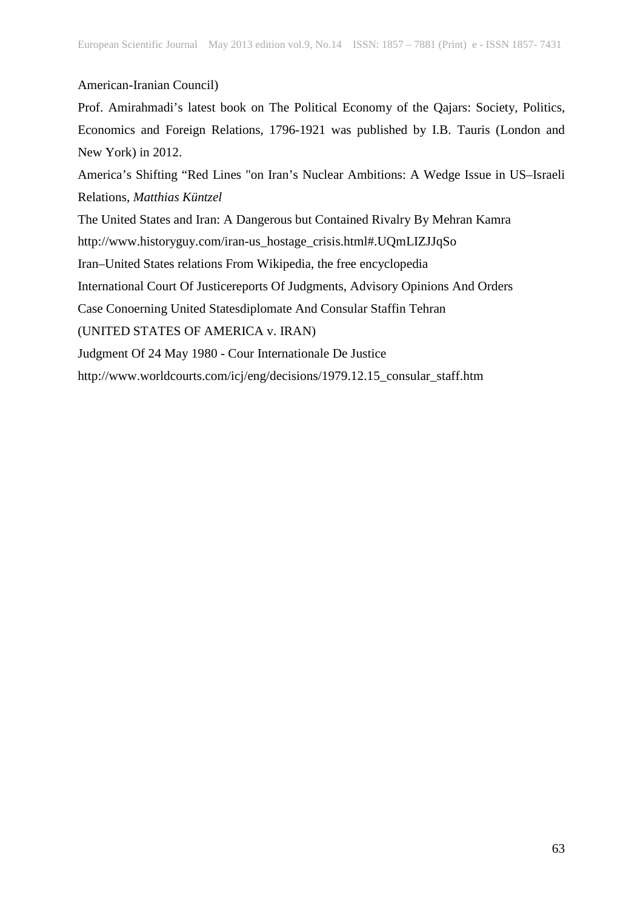American-Iranian Council)

Prof. Amirahmadi's latest book on The Political Economy of the Qajars: Society, Politics, Economics and Foreign Relations, 1796-1921 was published by I.B. Tauris (London and New York) in 2012.

America's Shifting "Red Lines "on Iran's Nuclear Ambitions: A Wedge Issue in US–Israeli Relations, *Matthias Küntzel*

The United States and Iran: A Dangerous but Contained Rivalry By Mehran Kamra

http://www.historyguy.com/iran-us_hostage_crisis.html#.UQmLIZJJqSo

Iran–United States relations From Wikipedia, the free encyclopedia

International Court Of Justicereports Of Judgments, Advisory Opinions And Orders

Case Conoerning United Statesdiplomate And Consular Staffin Tehran

(UNITED STATES OF AMERICA v. IRAN)

Judgment Of 24 May 1980 - Cour Internationale De Justice

http://www.worldcourts.com/icj/eng/decisions/1979.12.15_consular_staff.htm